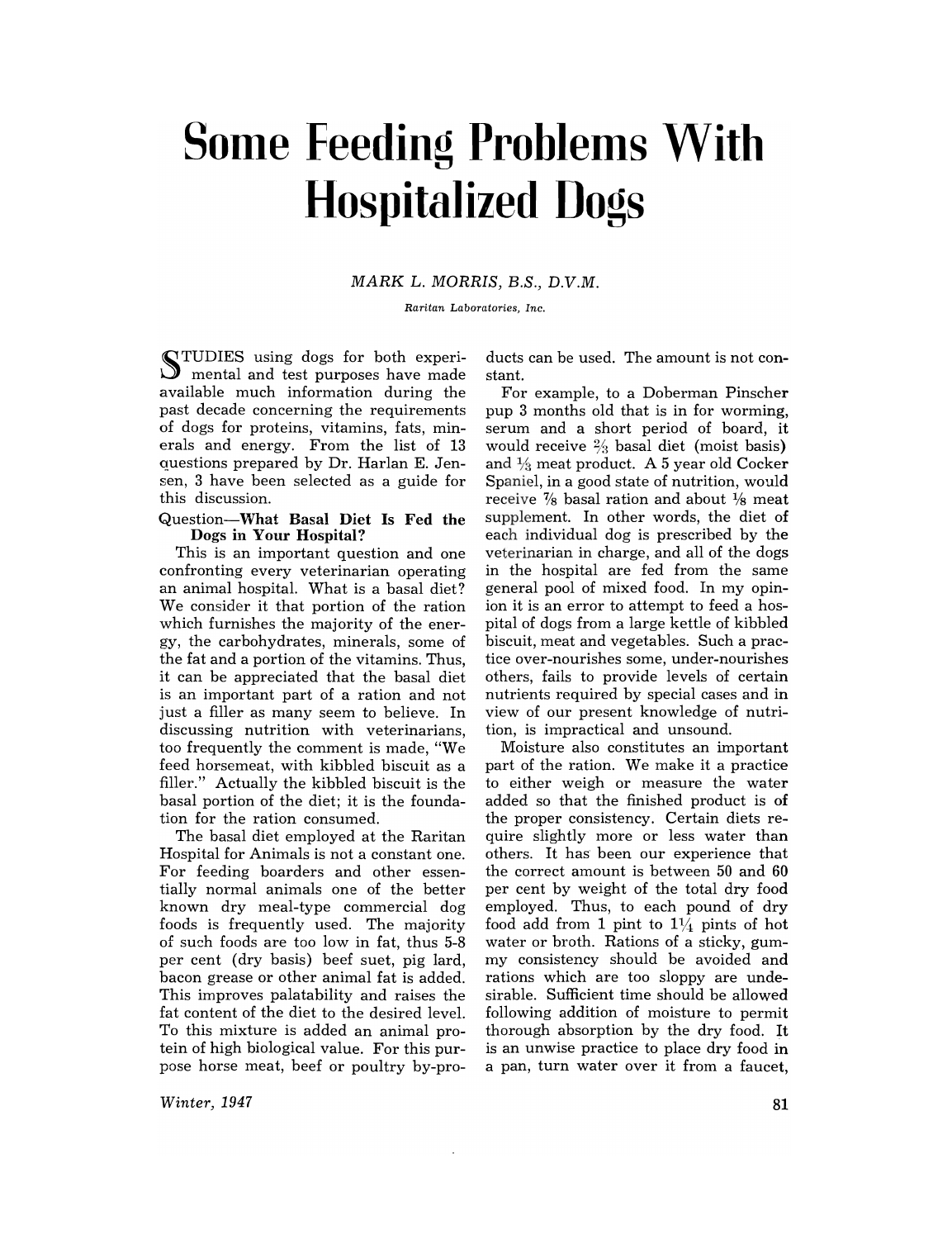# Some Feeding Problems With Hospitalized Dogs

*MARK L. MORRIS, B.S., D.V.M.*

*Raritan Laboratories, Inc.*

STUDIES using dogs for both experimental and test purposes have made available much information during the past decade concerning the requirements of dogs for proteins, vitamins, fats, minerals and energy. From the list of 13 questions prepared by Dr. Harlan E. Jensen, 3 have been selected as a guide for this discussion.

Question—**What Basal Diet Is Fed the Dogs in Your Hospital?**

This is an important question and one confronting every veterinarian operating an animal hospital. What is a basal diet? We consider it that portion of the ration which furnishes the majority of the energy, the carbohydrates, minerals, some of the fat and a portion of the vitamins. Thus, it can be appreciated that the basal diet is an important part of a ration and not just a filler as many seem to believe. In discussing nutrition with veterinarians, too frequently the comment is made, "We feed horsemeat, with kibbled biscuit as a filler." Actually the kibbled biscuit is the basal portion of the diet; it is the foundation for the ration consumed.

The basal diet employed at the Raritan Hospital for Animals is not a constant one. For feeding boarders and other essentially normal animals one of the better known dry meal-type commercial dog foods is frequently used. The majority of such foods are too low in fat, thus 5-8 per cent (dry basis) beef suet, pig lard, bacon grease or other animal fat is added. This improves palatability and raises the fat content of the diet to the desired level. To this mixture is added an animal protein of high biological value. For this purpose horse meat, beef or poultry by-products can be used. The amount is not constant.

For example, to a Doberman Pinscher pup 3 months old that is in for worming, serum and a short period of board, it would receive ⅔ basal diet (moist basis) and ⅓ meat product. A 5 year old Cocker Spaniel, in a good state of nutrition, would receive ⅞ basal ration and about ⅛ meat supplement. In other words, the diet of each individual dog is prescribed by the veterinarian in charge, and all of the dogs in the hospital are fed from the same general pool of mixed food. In my opinion it is an error to attempt to feed a hospital of dogs from a large kettle of kibbled biscuit, meat and vegetables. Such a practice over-nourishes some, under-nourishes others, fails to provide levels of certain nutrients required by special cases and in view of our present knowledge of nutrition, is impractical and unsound.

Moisture also constitutes an important part of the ration. We make it a practice to either weigh or measure the water added so that the finished product is of the proper consistency. Certain diets require slightly more or less water than others. It has been our experience that the correct amount is between 50 and 60 per cent by weight of the total dry food employed. Thus, to each pound of dry food add from 1 pint to 1¼ pints of hot water or broth. Rations of a sticky, gummy consistency should be avoided and rations which are too sloppy are undesirable. Sufficient time should be allowed following addition of moisture to permit thorough absorption by the dry food. It is an unwise practice to place dry food in a pan, turn water over it from a faucet,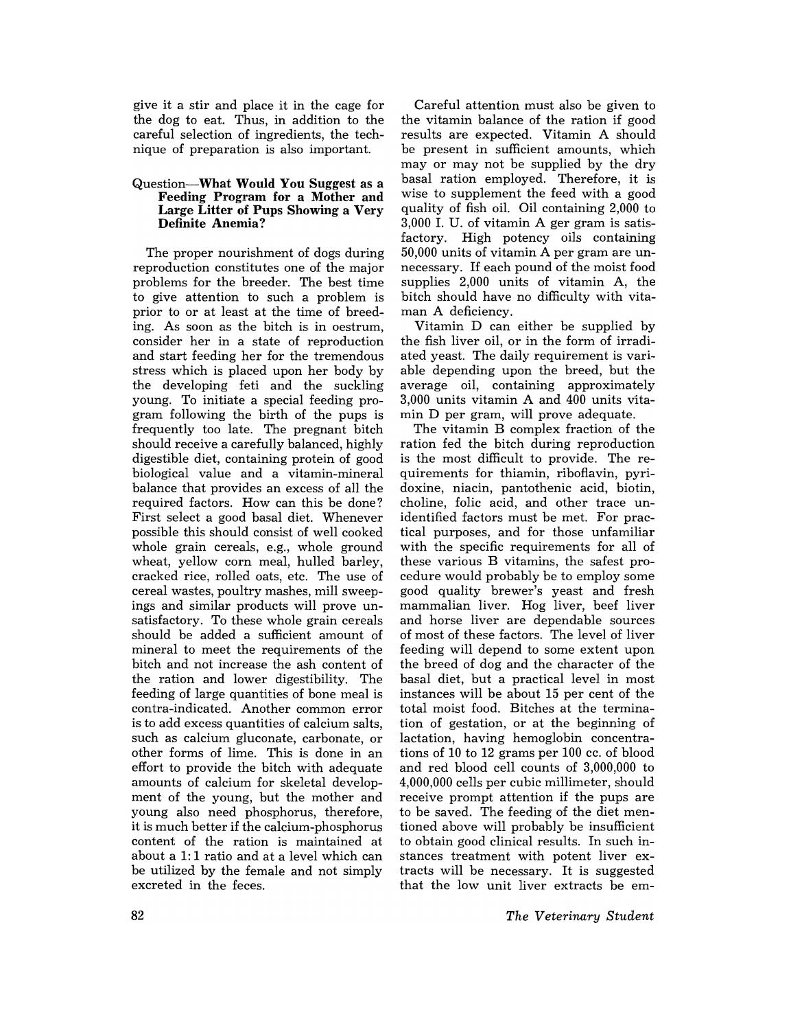give it a stir and place it in the cage for the dog to eat. Thus, in addition to the careful selection of ingredients, the technique of preparation is also important.

### Question—What Would You Suggest as a Feeding Program for a Mother and Large Litter of Pups Showing a Very Definite Anemia?

The proper nourishment of dogs during reproduction constitutes one of the major problems for the breeder. The best time to give attention to such a problem is prior to or at least at the time of breeding. As soon as the bitch is in oestrum, consider her in a state of reproduction and start feeding her for the tremendous stress which is placed upon her body by the developing feti and the suckling young. To initiate a special feeding program following the birth of the pups is frequently too late. The pregnant bitch should receive a carefully balanced, highly digestible diet, containing protein of good biological value and a vitamin-mineral balance that provides an excess of all the required factors. How can this be done? First select a good basal diet. Whenever possible this should consist of well cooked whole grain cereals, e.g., whole ground wheat, yellow corn meal, hulled barley, cracked rice, rolled oats, etc. The use of cereal wastes, poultry mashes, mill sweepings and similar products will prove unsatisfactory. To these whole grain cereals should be added a sufficient amount of mineral to meet the requirements of the bitch and not increase the ash content of the ration and lower digestibility. The feeding of large quantities of bone meal is contra-indicated. Another common error is to add excess quantities of calcium salts, such as calcium gluconate, carbonate, or other forms of lime. This is done in an effort to provide the bitch with adequate amounts of calcium for skeletal development of the young, but the mother and young also need phosphorus, therefore, it is much better if the calcium-phosphorus content of the ration is maintained at about a 1:1 ratio and at a level which can be utilized by the female and not simply excreted in the feces.

Careful attention must also be given to the vitamin balance of the ration if good results are expected. Vitamin A should be present in sufficient amounts, which may or may not be supplied by the dry basal ration employed. Therefore, it is wise to supplement the feed with a good quality of fish oil. Oil containing 2,000 to 3,000 I. U. of vitamin A ger gram is satisfactory. High potency oils containing 50,000 units of vitamin A per gram are unnecessary. If each pound of the moist food supplies 2,000 units of vitamin A, the bitch should have no difficulty with vitaman A deficiency.

Vitamin D can either be supplied by the fish liver oil, or in the form of irradiated yeast. The daily requirement is variable depending upon the breed, but the average oil, containing approximately 3,000 units vitamin A and 400 units vitamin D per gram, will prove adequate.

The vitamin B complex fraction of the ration fed the bitch during reproduction is the most difficult to provide. The requirements for thiamin, riboflavin, pyridoxine, niacin, pantothenic acid, biotin, choline, folic acid, and other trace unidentified factors must be met. For practical purposes, and for those unfamiliar with the specific requirements for all of these various B vitamins, the safest procedure would probably be to employ some good quality brewer's yeast and fresh mammalian liver. Hog liver, beef liver and horse liver are dependable sources of most of these factors. The level of liver feeding will depend to some extent upon the breed of dog and the character of the basal diet, but a practical level in most instances will be about 15 per cent of the total moist food. Bitches at the termination of gestation, or at the beginning of lactation, having hemoglobin concentrations of 10 to 12 grams per 100 cc. of blood and red blood cell counts of 3,000,000 to 4,000,000 cells per cubic millimeter, should receive prompt attention if the pups are to be saved. The feeding of the diet mentioned above will probably be insufficient to obtain good clinical results. In such instances treatment with potent liver extracts will be necessary. It is suggested that the low unit liver extracts be em-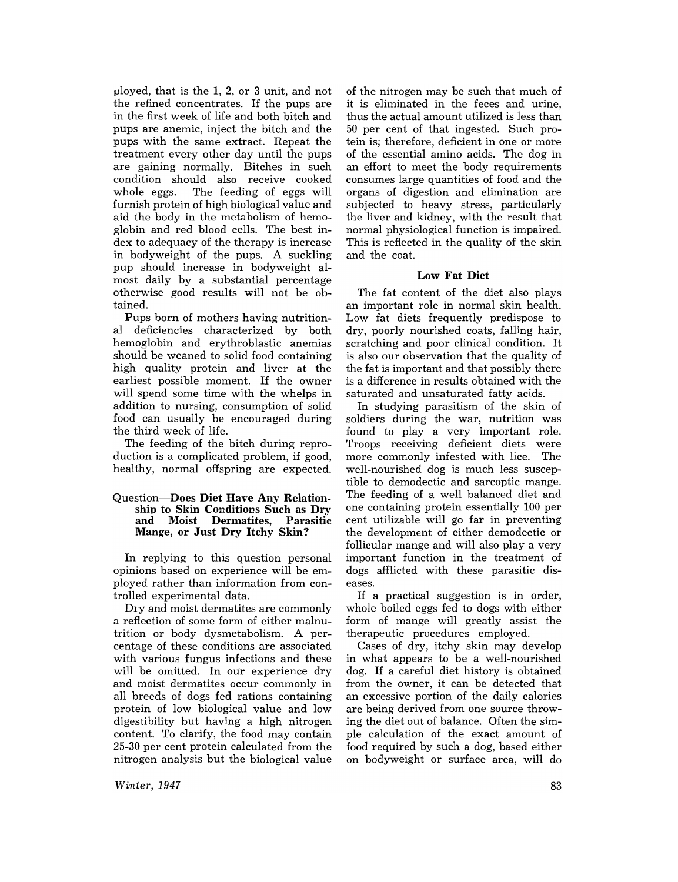ployed, that is the 1, 2, or 3 unit, and not the refined concentrates. If the pups are in the first week of life and both bitch and pups are anemic, inject the bitch and the pups with the same extract. Repeat the treatment every other day until the pups are gaining normally. Bitches in such condition should also receive cooked whole eggs. The feeding of eggs will furnish protein of high biological value and aid the body in the metabolism of hemoglobin and red blood cells. The best index to adequacy of the therapy is increase in bodyweight of the pups. A suckling pup should increase in bodyweight almost daily by a substantial percentage otherwise good results will not be obtained.

Pups born of mothers having nutritional deficiencies characterized by both hemoglobin and erythroblastic anemias should be weaned to solid food containing high quality protein and liver at the earliest possible moment. If the owner will spend some time with the whelps in addition to nursing, consumption of solid food can usually be encouraged during the third week of life.

The feeding of the bitch during reproduction is a complicated problem, if good, healthy, normal offspring are expected.

### Question—Does Diet Have Any Relationship to Skin Conditions Such as Dry and Moist Dermatites, Parasitic Mange, or Just Dry Itchy Skin?

In replying to this question personal opinions based on experience will be employed rather than information from controlled experimental data.

Dry and moist dermatites are commonly a reflection of some form of either malnutrition or body dysmetabolism. A percentage of these conditions are associated with various fungus infections and these will be omitted. In our experience dry and moist dermatites occur commonly in all breeds of dogs fed rations containing protein of low biological value and low digestibility but having a high nitrogen content. To clarify, the food may contain 25-30 per cent protein calculated from the nitrogen analysis but the biological value of the nitrogen may be such that much of it is eliminated in the feces and urine, thus the actual amount utilized is less than 50 per cent of that ingested. Such protein is; therefore, deficient in one or more of the essential amino acids. The dog in an effort to meet the body requirements consumes large quantities of food and the organs of digestion and elimination are subjected to heavy stress, particularly the liver and kidney, with the result that normal physiological function is impaired. This is reflected in the quality of the skin and the coat.

#### Low Fat Diet

The fat content of the diet also plays an important role in normal skin health. Low fat diets frequently predispose to dry, poorly nourished coats, falling hair, scratching and poor clinical condition. It is also our observation that the quality of the fat is important and that possibly there is a difference in results obtained with the saturated and unsaturated fatty acids.

In studying parasitism of the skin of soldiers during the war, nutrition was found to play a very important role. Troops receiving deficient diets were more commonly infested with lice. The well-nourished dog is much less susceptible to demodectic and sarcoptic mange. The feeding of a well balanced diet and one containing protein essentially 100 per cent utilizable will go far in preventing the development of either demodectic or follicular mange and will also play a very important function in the treatment of dogs afflicted with these parasitic diseases.

If a practical suggestion is in order, whole boiled eggs fed to dogs with either form of mange will greatly assist the therapeutic procedures employed.

Cases of dry, itchy skin may develop in what appears to be a well-nourished dog. If a careful diet history is obtained from the owner, it can be detected that an excessive portion of the daily calories are being derived from one source throwing the diet out of balance. Often the simple calculation of the exact amount of food required by such a dog, based either on bodyweight or surface area, will do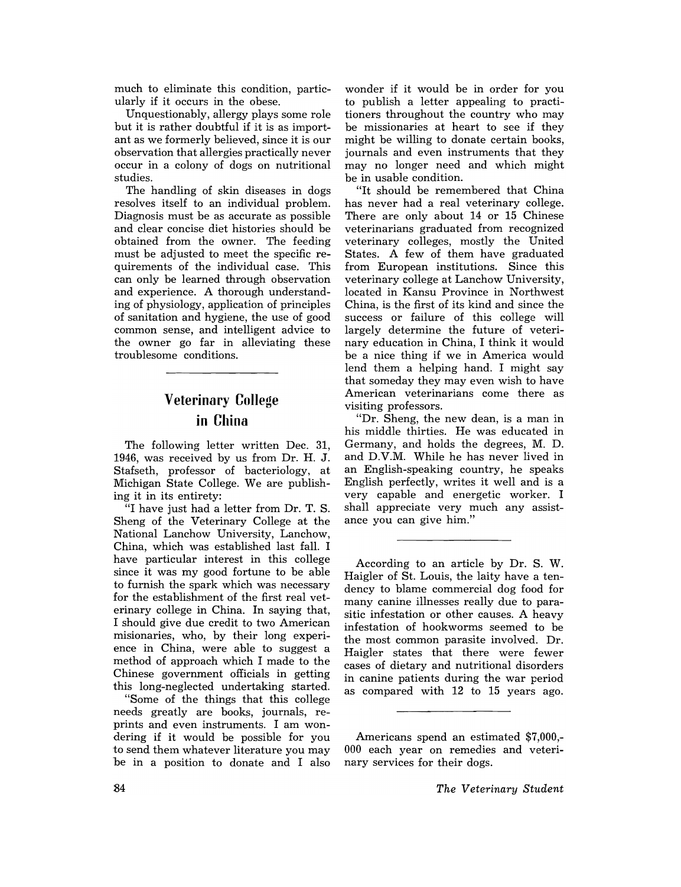much to eliminate this condition, particularly if it occurs in the obese.

Unquestionably, allergy plays some role but it is rather doubtful if it is as important as we formerly believed, since it is our observation that allergies practically never occur in a colony of dogs on nutritional studies.

The handling of skin diseases in dogs resolves itself to an individual problem. Diagnosis must be as accurate as possible and clear concise diet histories should be obtained from the owner. The feeding must be adjusted to meet the specific requirements of the individual case. This can only be learned through observation and experience. A thorough understanding of physiology, application of principles of sanitation and hygiene, the use of good common sense, and intelligent advice to the owner go far in alleviating these troublesome conditions.

---

## Veterinary College in China

The following letter written Dec. 31, 1946, was received by us from Dr. H. J. Stafseth, professor of bacteriology, at Michigan State College. We are publishing it in its entirety:

"I have just had a letter from Dr. T. S. Sheng of the Veterinary College at the National Lanchow University, Lanchow, China, which was established last fall. I have particular interest in this college since it was my good fortune to be able to furnish the spark which was necessary for the establishment of the first real veterinary college in China. In saying that, I should give due credit to two American misionaries, who, by their long experience in China, were able to suggest a method of approach which I made to the Chinese government officials in getting this long-neglected undertaking started.

"Some of the things that this college needs greatly are books, journals, reprints and even instruments. I am wondering if it would be possible for you to send them whatever literature you may be in a position to donate and I also wonder if it would be in order for you to publish a letter appealing to practitioners throughout the country who may be missionaries at heart to see if they might be willing to donate certain books, journals and even instruments that they may no longer need and which might be in usable condition.

"It should be remembered that China has never had a real veterinary college. There are only about 14 or 15 Chinese veterinarians graduated from recognized veterinary colleges, mostly the United States. A few of them have graduated from European institutions. Since this veterinary college at Lanchow University, located in Kansu Province in Northwest China, is the first of its kind and since the success or failure of this college will largely determine the future of veterinary education in China, I think it would be a nice thing if we in America would lend them a helping hand. I might say that someday they may even wish to have American veterinarians come there as visiting professors.

"Dr. Sheng, the new dean, is a man in his middle thirties. He was educated in Germany, and holds the degrees, M. D. and D.V.M. While he has never lived in an English-speaking country, he speaks English perfectly, writes it well and is a very capable and energetic worker. I shall appreciate very much any assistance you can give him."

---

According to an article by Dr. S. W. Haigler of St. Louis, the laity have a tendency to blame commercial dog food for many canine illnesses really due to parasitic infestation or other causes. A heavy infestation of hookworms seemed to be the most common parasite involved. Dr. Haigler states that there were fewer cases of dietary and nutritional disorders in canine patients during the war period as compared with 12 to 15 years ago.

---

Americans spend an estimated $7,000,000 each year on remedies and veterinary services for their dogs.